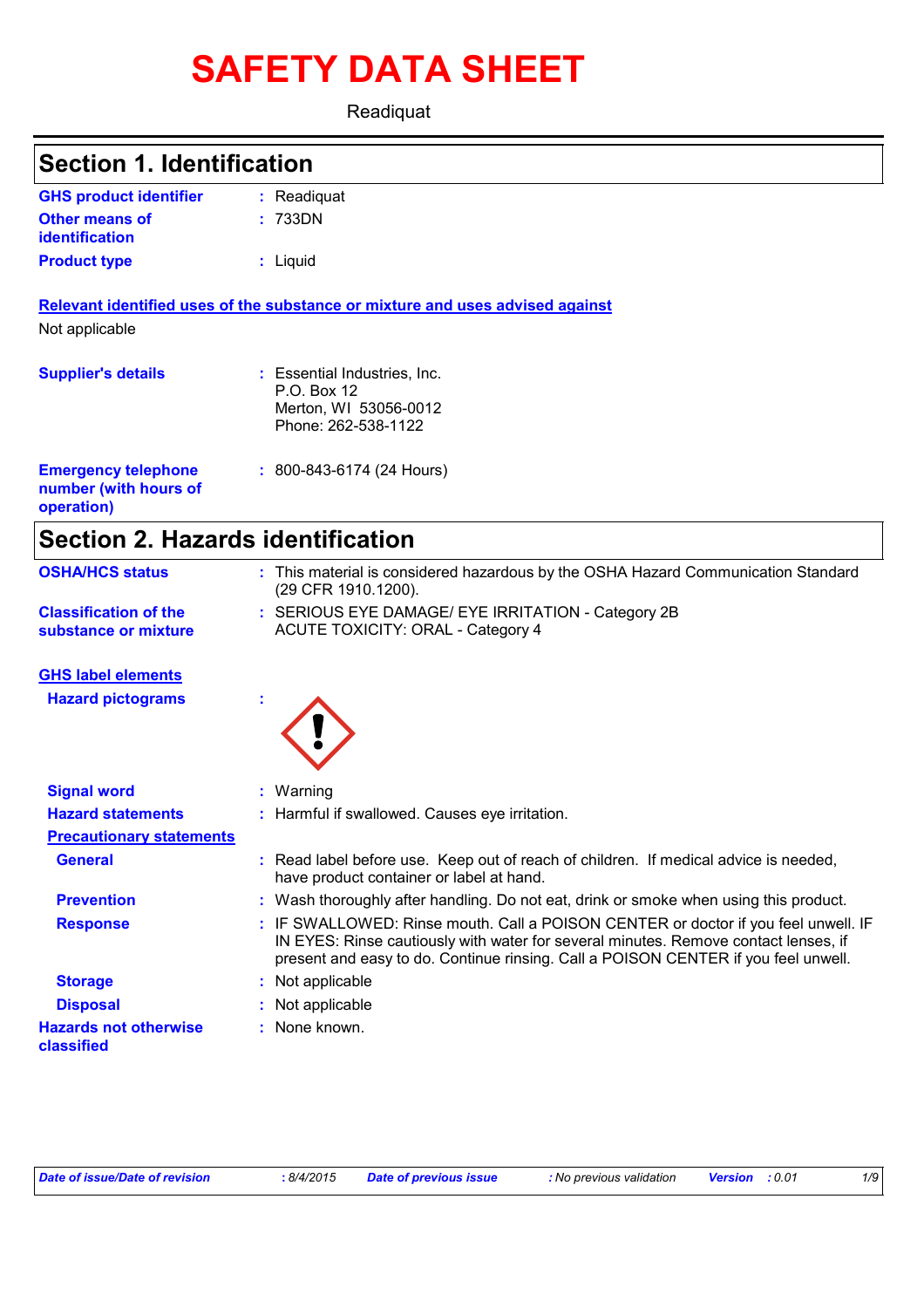# SAFETY DATA SHEET

Readiquat

## Section 1. Identification

**GHS product identifier** : Readiquat

**Other means of identification** : 733DN

**Product type** : Liquid

**Relevant identified uses of the substance or mixture and uses advised against**

Not applicable

**Supplier's details** : Essential Industries, Inc.
P.O. Box 12
Merton, WI 53056-0012
Phone: 262-538-1122

**Emergency telephone number (with hours of operation)** : 800-843-6174 (24 Hours)

## Section 2. Hazards identification

**OSHA/HCS status** : This material is considered hazardous by the OSHA Hazard Communication Standard (29 CFR 1910.1200).

**Classification of the substance or mixture** : SERIOUS EYE DAMAGE/ EYE IRRITATION - Category 2B
ACUTE TOXICITY: ORAL - Category 4

**GHS label elements**

**Hazard pictograms** :

**Signal word** : Warning

**Hazard statements** : Harmful if swallowed. Causes eye irritation.

**Precautionary statements**

**General** : Read label before use. Keep out of reach of children. If medical advice is needed, have product container or label at hand.

**Prevention** : Wash thoroughly after handling. Do not eat, drink or smoke when using this product.

**Response** : IF SWALLOWED: Rinse mouth. Call a POISON CENTER or doctor if you feel unwell. IF IN EYES: Rinse cautiously with water for several minutes. Remove contact lenses, if present and easy to do. Continue rinsing. Call a POISON CENTER if you feel unwell.

**Storage** : Not applicable

**Disposal** : Not applicable

**Hazards not otherwise classified** : None known.

*Date of issue/Date of revision* : 8/4/2015 *Date of previous issue* : No previous validation *Version* : 0.01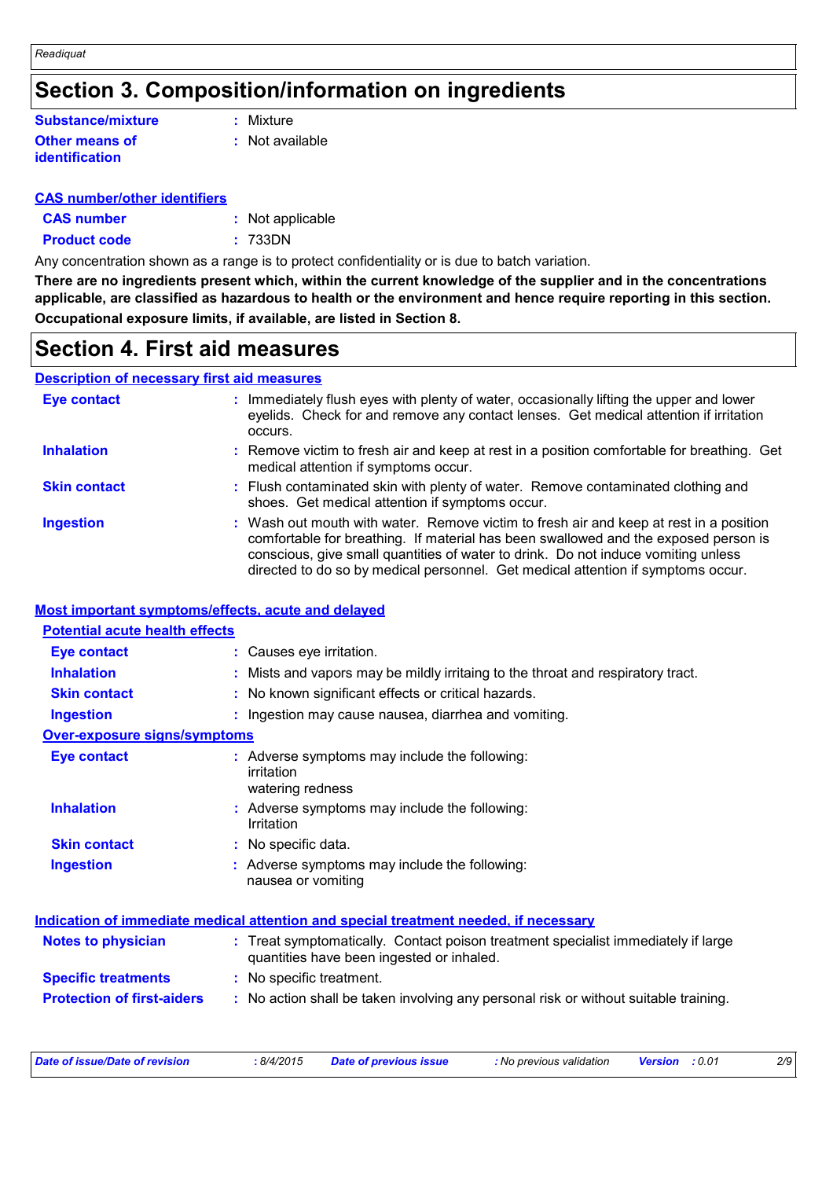## Section 3. Composition/information on ingredients

| | |
|---|---|
| **Substance/mixture** | : Mixture |
| **Other means of identification** | : Not available |

### CAS number/other identifiers

| | |
|---|---|
| **CAS number** | : Not applicable |
| **Product code** | : 733DN |

Any concentration shown as a range is to protect confidentiality or is due to batch variation.

**There are no ingredients present which, within the current knowledge of the supplier and in the concentrations applicable, are classified as hazardous to health or the environment and hence require reporting in this section.**

**Occupational exposure limits, if available, are listed in Section 8.**

## Section 4. First aid measures

### Description of necessary first aid measures

| | |
|---|---|
| **Eye contact** | : Immediately flush eyes with plenty of water, occasionally lifting the upper and lower eyelids. Check for and remove any contact lenses. Get medical attention if irritation occurs. |
| **Inhalation** | : Remove victim to fresh air and keep at rest in a position comfortable for breathing. Get medical attention if symptoms occur. |
| **Skin contact** | : Flush contaminated skin with plenty of water. Remove contaminated clothing and shoes. Get medical attention if symptoms occur. |
| **Ingestion** | : Wash out mouth with water. Remove victim to fresh air and keep at rest in a position comfortable for breathing. If material has been swallowed and the exposed person is conscious, give small quantities of water to drink. Do not induce vomiting unless directed to do so by medical personnel. Get medical attention if symptoms occur. |

### Most important symptoms/effects, acute and delayed

#### Potential acute health effects

| | |
|---|---|
| **Eye contact** | : Causes eye irritation. |
| **Inhalation** | : Mists and vapors may be mildly irritating to the throat and respiratory tract. |
| **Skin contact** | : No known significant effects or critical hazards. |
| **Ingestion** | : Ingestion may cause nausea, diarrhea and vomiting. |

#### Over-exposure signs/symptoms

| | |
|---|---|
| **Eye contact** | : Adverse symptoms may include the following:<br>irritation<br>watering redness |
| **Inhalation** | : Adverse symptoms may include the following:<br>Irritation |
| **Skin contact** | : No specific data. |
| **Ingestion** | : Adverse symptoms may include the following:<br>nausea or vomiting |

### Indication of immediate medical attention and special treatment needed, if necessary

| | |
|---|---|
| **Notes to physician** | : Treat symptomatically. Contact poison treatment specialist immediately if large quantities have been ingested or inhaled. |
| **Specific treatments** | : No specific treatment. |
| **Protection of first-aiders** | : No action shall be taken involving any personal risk or without suitable training. |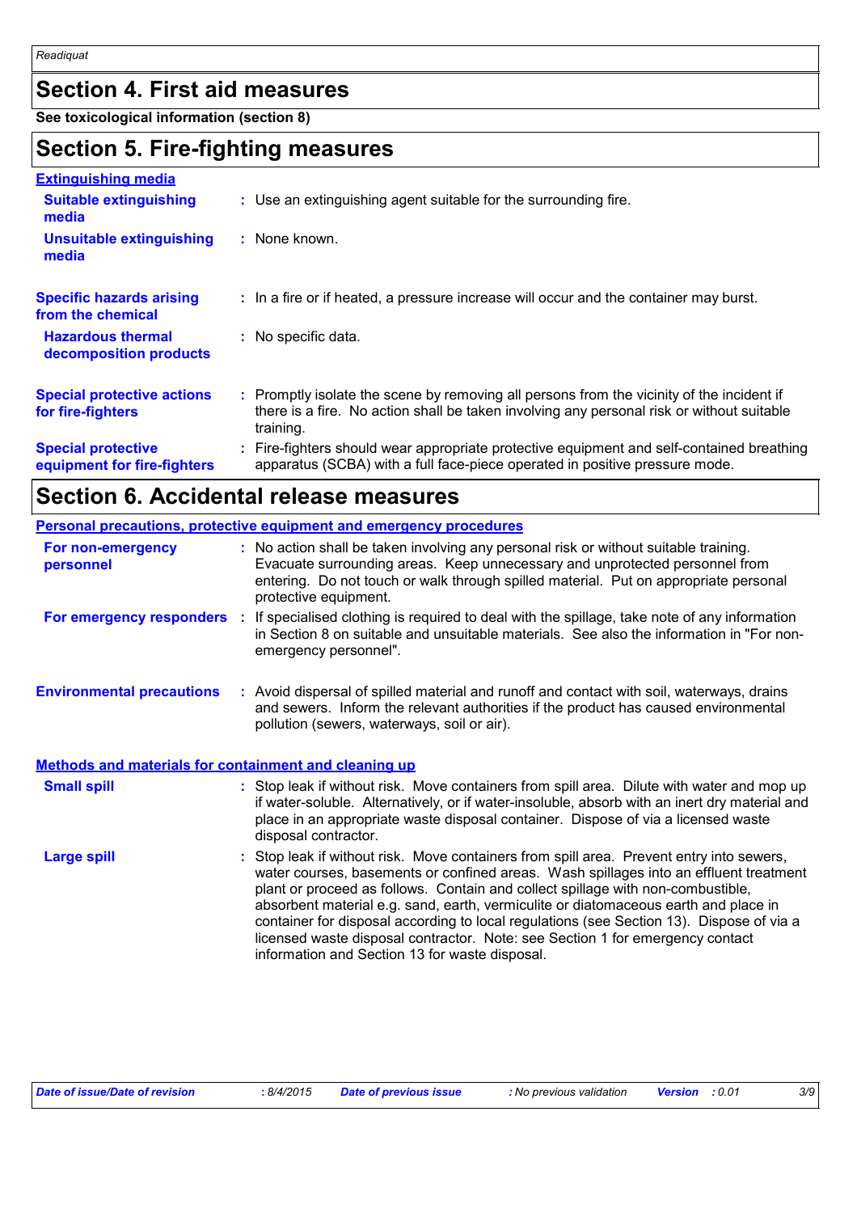## Section 4. First aid measures

**See toxicological information (section 8)**

## Section 5. Fire-fighting measures

### Extinguishing media

**Suitable extinguishing media** : Use an extinguishing agent suitable for the surrounding fire.

**Unsuitable extinguishing media** : None known.

**Specific hazards arising from the chemical** : In a fire or if heated, a pressure increase will occur and the container may burst.

**Hazardous thermal decomposition products** : No specific data.

**Special protective actions for fire-fighters** : Promptly isolate the scene by removing all persons from the vicinity of the incident if there is a fire. No action shall be taken involving any personal risk or without suitable training.

**Special protective equipment for fire-fighters** : Fire-fighters should wear appropriate protective equipment and self-contained breathing apparatus (SCBA) with a full face-piece operated in positive pressure mode.

## Section 6. Accidental release measures

### Personal precautions, protective equipment and emergency procedures

**For non-emergency personnel** : No action shall be taken involving any personal risk or without suitable training. Evacuate surrounding areas. Keep unnecessary and unprotected personnel from entering. Do not touch or walk through spilled material. Put on appropriate personal protective equipment.

**For emergency responders** : If specialised clothing is required to deal with the spillage, take note of any information in Section 8 on suitable and unsuitable materials. See also the information in "For non-emergency personnel".

**Environmental precautions** : Avoid dispersal of spilled material and runoff and contact with soil, waterways, drains and sewers. Inform the relevant authorities if the product has caused environmental pollution (sewers, waterways, soil or air).

### Methods and materials for containment and cleaning up

**Small spill** : Stop leak if without risk. Move containers from spill area. Dilute with water and mop up if water-soluble. Alternatively, or if water-insoluble, absorb with an inert dry material and place in an appropriate waste disposal container. Dispose of via a licensed waste disposal contractor.

**Large spill** : Stop leak if without risk. Move containers from spill area. Prevent entry into sewers, water courses, basements or confined areas. Wash spillages into an effluent treatment plant or proceed as follows. Contain and collect spillage with non-combustible, absorbent material e.g. sand, earth, vermiculite or diatomaceous earth and place in container for disposal according to local regulations (see Section 13). Dispose of via a licensed waste disposal contractor. Note: see Section 1 for emergency contact information and Section 13 for waste disposal.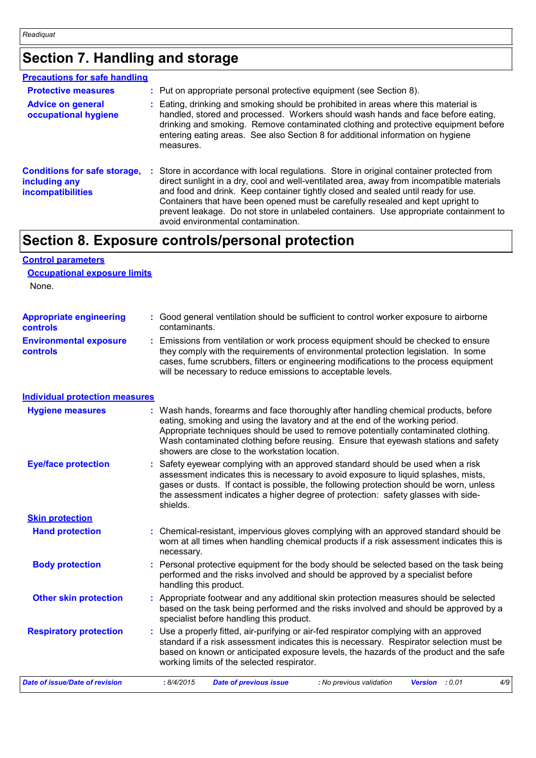## Section 7. Handling and storage

### Precautions for safe handling

**Protective measures** : Put on appropriate personal protective equipment (see Section 8).

**Advice on general occupational hygiene** : Eating, drinking and smoking should be prohibited in areas where this material is handled, stored and processed. Workers should wash hands and face before eating, drinking and smoking. Remove contaminated clothing and protective equipment before entering eating areas. See also Section 8 for additional information on hygiene measures.

**Conditions for safe storage, including any incompatibilities** : Store in accordance with local regulations. Store in original container protected from direct sunlight in a dry, cool and well-ventilated area, away from incompatible materials and food and drink. Keep container tightly closed and sealed until ready for use. Containers that have been opened must be carefully resealed and kept upright to prevent leakage. Do not store in unlabeled containers. Use appropriate containment to avoid environmental contamination.

## Section 8. Exposure controls/personal protection

### Control parameters

#### Occupational exposure limits

None.

**Appropriate engineering controls** : Good general ventilation should be sufficient to control worker exposure to airborne contaminants.

**Environmental exposure controls** : Emissions from ventilation or work process equipment should be checked to ensure they comply with the requirements of environmental protection legislation. In some cases, fume scrubbers, filters or engineering modifications to the process equipment will be necessary to reduce emissions to acceptable levels.

### Individual protection measures

**Hygiene measures** : Wash hands, forearms and face thoroughly after handling chemical products, before eating, smoking and using the lavatory and at the end of the working period. Appropriate techniques should be used to remove potentially contaminated clothing. Wash contaminated clothing before reusing. Ensure that eyewash stations and safety showers are close to the workstation location.

**Eye/face protection** : Safety eyewear complying with an approved standard should be used when a risk assessment indicates this is necessary to avoid exposure to liquid splashes, mists, gases or dusts. If contact is possible, the following protection should be worn, unless the assessment indicates a higher degree of protection: safety glasses with side-shields.

#### Skin protection

**Hand protection** : Chemical-resistant, impervious gloves complying with an approved standard should be worn at all times when handling chemical products if a risk assessment indicates this is necessary.

**Body protection** : Personal protective equipment for the body should be selected based on the task being performed and the risks involved and should be approved by a specialist before handling this product.

**Other skin protection** : Appropriate footwear and any additional skin protection measures should be selected based on the task being performed and the risks involved and should be approved by a specialist before handling this product.

**Respiratory protection** : Use a properly fitted, air-purifying or air-fed respirator complying with an approved standard if a risk assessment indicates this is necessary. Respirator selection must be based on known or anticipated exposure levels, the hazards of the product and the safe working limits of the selected respirator.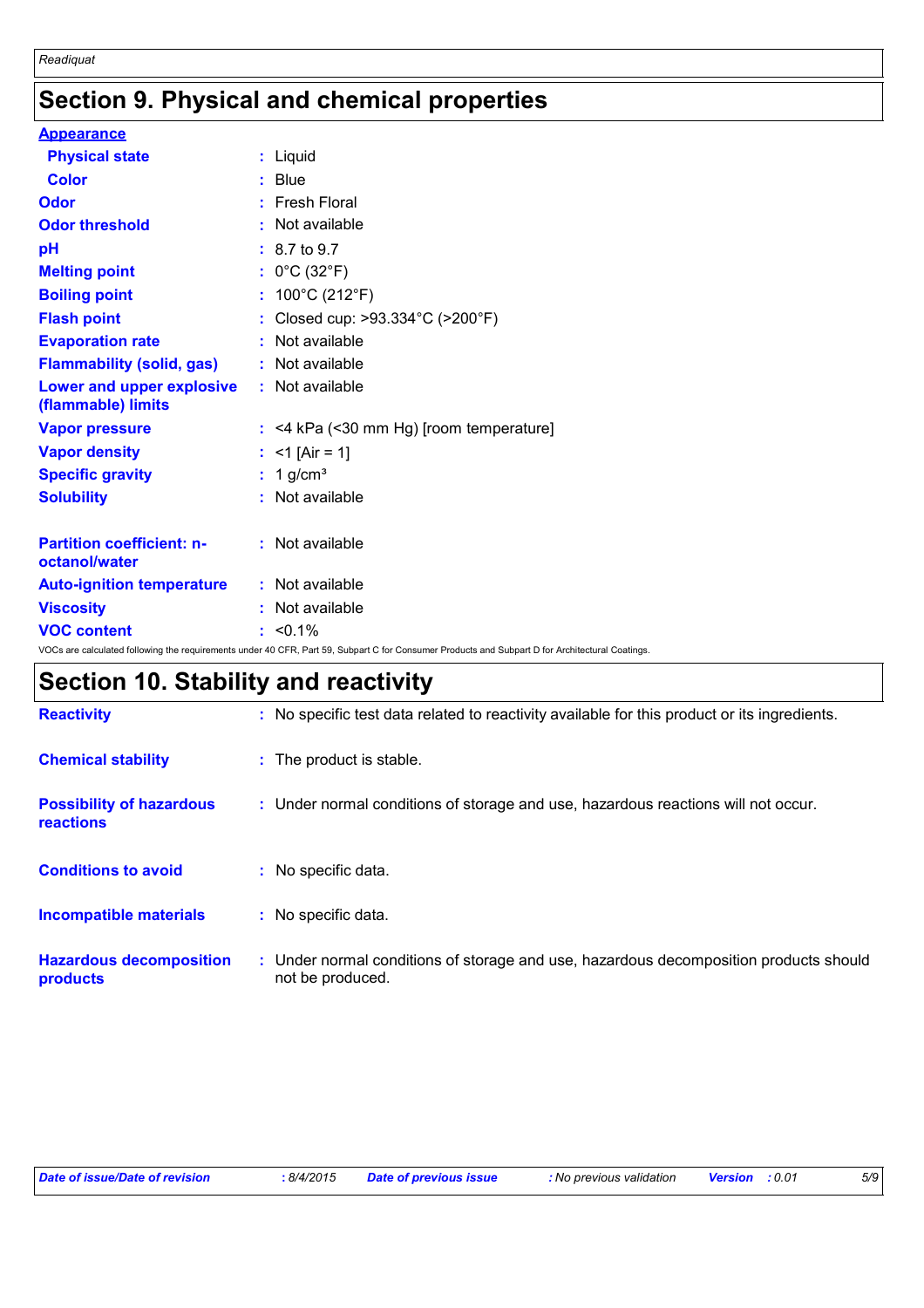## Section 9. Physical and chemical properties

**Appearance**

| | | |
|---|---|---|
| **Physical state** | : | Liquid |
| **Color** | : | Blue |
| **Odor** | : | Fresh Floral |
| **Odor threshold** | : | Not available |
| **pH** | : | 8.7 to 9.7 |
| **Melting point** | : | 0°C (32°F) |
| **Boiling point** | : | 100°C (212°F) |
| **Flash point** | : | Closed cup: >93.334°C (>200°F) |
| **Evaporation rate** | : | Not available |
| **Flammability (solid, gas)** | : | Not available |
| **Lower and upper explosive (flammable) limits** | : | Not available |
| **Vapor pressure** | : | <4 kPa (<30 mm Hg) [room temperature] |
| **Vapor density** | : | <1 [Air = 1] |
| **Specific gravity** | : | 1 g/cm³ |
| **Solubility** | : | Not available |
| **Partition coefficient: n-octanol/water** | : | Not available |
| **Auto-ignition temperature** | : | Not available |
| **Viscosity** | : | Not available |
| **VOC content** | : | <0.1% |

VOCs are calculated following the requirements under 40 CFR, Part 59, Subpart C for Consumer Products and Subpart D for Architectural Coatings.

## Section 10. Stability and reactivity

| | | |
|---|---|---|
| **Reactivity** | : | No specific test data related to reactivity available for this product or its ingredients. |
| **Chemical stability** | : | The product is stable. |
| **Possibility of hazardous reactions** | : | Under normal conditions of storage and use, hazardous reactions will not occur. |
| **Conditions to avoid** | : | No specific data. |
| **Incompatible materials** | : | No specific data. |
| **Hazardous decomposition products** | : | Under normal conditions of storage and use, hazardous decomposition products should not be produced. |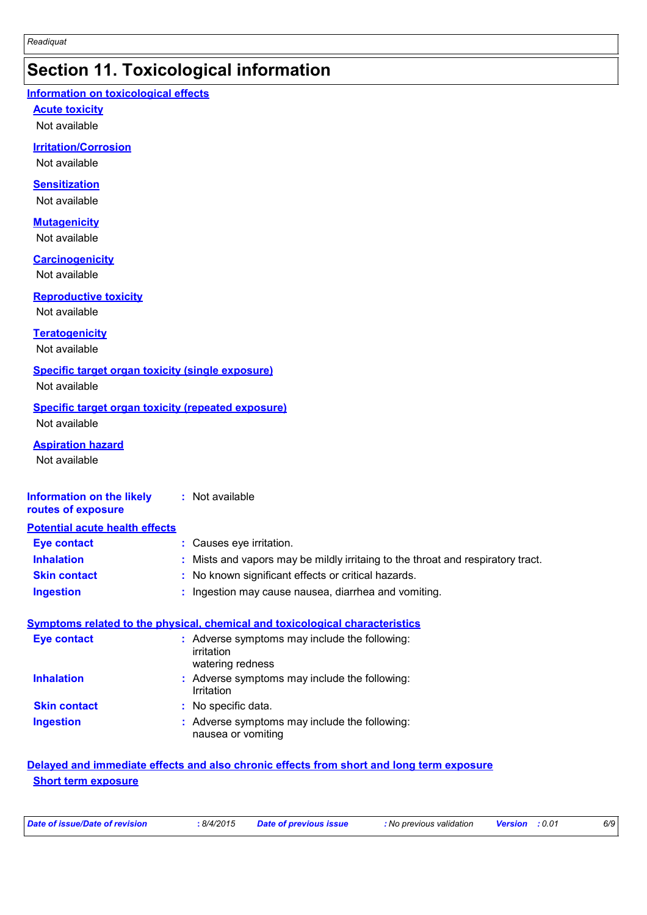# Section 11. Toxicological information

## Information on toxicological effects

### Acute toxicity

Not available

### Irritation/Corrosion

Not available

### Sensitization

Not available

### Mutagenicity

Not available

### Carcinogenicity

Not available

### Reproductive toxicity

Not available

### Teratogenicity

Not available

### Specific target organ toxicity (single exposure)

Not available

### Specific target organ toxicity (repeated exposure)

Not available

### Aspiration hazard

Not available

**Information on the likely routes of exposure** : Not available

## Potential acute health effects

**Eye contact** : Causes eye irritation.

**Inhalation** : Mists and vapors may be mildly irritaing to the throat and respiratory tract.

**Skin contact** : No known significant effects or critical hazards.

**Ingestion** : Ingestion may cause nausea, diarrhea and vomiting.

## Symptoms related to the physical, chemical and toxicological characteristics

**Eye contact** : Adverse symptoms may include the following:
irritation
watering redness

**Inhalation** : Adverse symptoms may include the following:
Irritation

**Skin contact** : No specific data.

**Ingestion** : Adverse symptoms may include the following:
nausea or vomiting

## Delayed and immediate effects and also chronic effects from short and long term exposure

### Short term exposure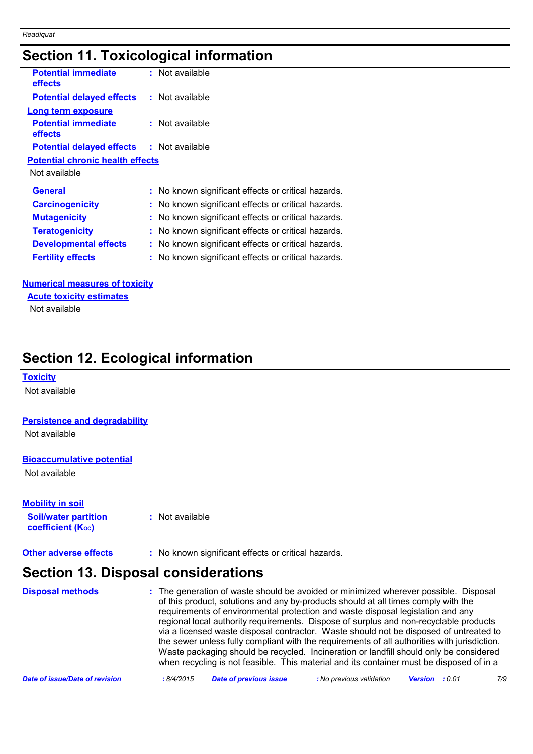## Section 11. Toxicological information

**Potential immediate effects** : Not available

**Potential delayed effects** : Not available

**Long term exposure**

**Potential immediate effects** : Not available

**Potential delayed effects** : Not available

**Potential chronic health effects**

Not available

**General** : No known significant effects or critical hazards.

**Carcinogenicity** : No known significant effects or critical hazards.

**Mutagenicity** : No known significant effects or critical hazards.

**Teratogenicity** : No known significant effects or critical hazards.

**Developmental effects** : No known significant effects or critical hazards.

**Fertility effects** : No known significant effects or critical hazards.

**Numerical measures of toxicity**

**Acute toxicity estimates**

Not available

## Section 12. Ecological information

**Toxicity**

Not available

**Persistence and degradability**

Not available

**Bioaccumulative potential**

Not available

**Mobility in soil**

**Soil/water partition coefficient ($K_{oc}$)** : Not available

**Other adverse effects** : No known significant effects or critical hazards.

## Section 13. Disposal considerations

**Disposal methods** : The generation of waste should be avoided or minimized wherever possible. Disposal of this product, solutions and any by-products should at all times comply with the requirements of environmental protection and waste disposal legislation and any regional local authority requirements. Dispose of surplus and non-recyclable products via a licensed waste disposal contractor. Waste should not be disposed of untreated to the sewer unless fully compliant with the requirements of all authorities with jurisdiction. Waste packaging should be recycled. Incineration or landfill should only be considered when recycling is not feasible. This material and its container must be disposed of in a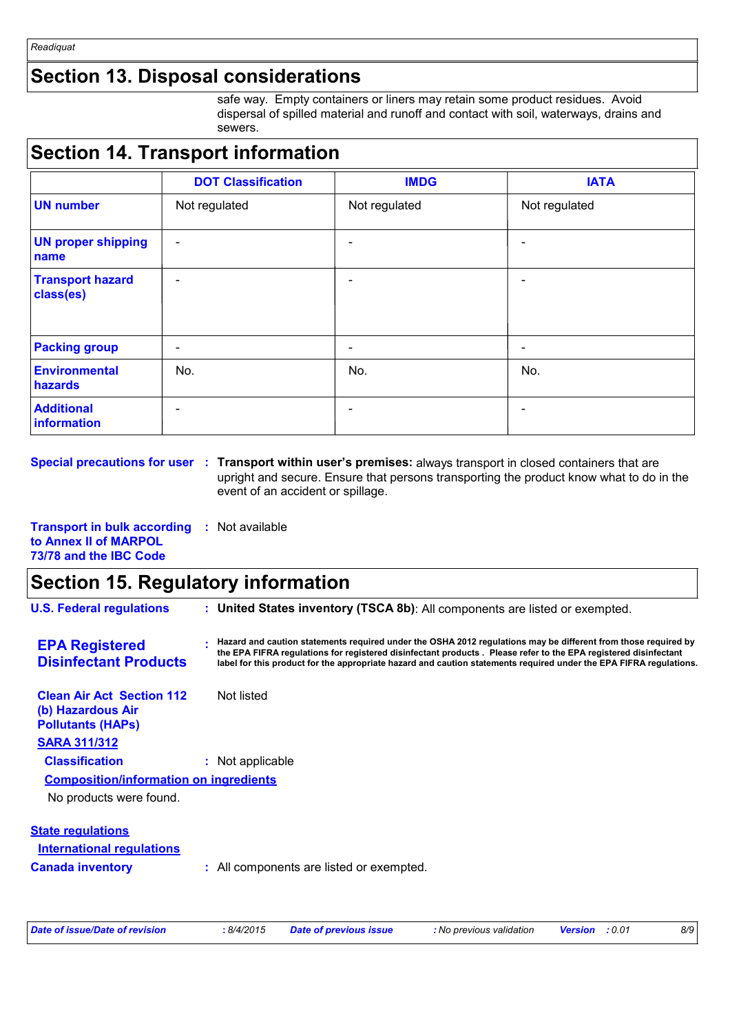## Section 13. Disposal considerations

safe way. Empty containers or liners may retain some product residues. Avoid dispersal of spilled material and runoff and contact with soil, waterways, drains and sewers.

## Section 14. Transport information

| | DOT Classification | IMDG | IATA |
|---|---|---|---|
| **UN number** | Not regulated | Not regulated | Not regulated |
| **UN proper shipping name** | - | - | - |
| **Transport hazard class(es)** | - | - | - |
| **Packing group** | - | - | - |
| **Environmental hazards** | No. | No. | No. |
| **Additional information** | - | - | - |

**Special precautions for user** : **Transport within user's premises:** always transport in closed containers that are upright and secure. Ensure that persons transporting the product know what to do in the event of an accident or spillage.

**Transport in bulk according to Annex II of MARPOL 73/78 and the IBC Code** : Not available

## Section 15. Regulatory information

**U.S. Federal regulations** : **United States inventory (TSCA 8b)**: All components are listed or exempted.

**EPA Registered Disinfectant Products** : **Hazard and caution statements required under the OSHA 2012 regulations may be different from those required by the EPA FIFRA regulations for registered disinfectant products . Please refer to the EPA registered disinfectant label for this product for the appropriate hazard and caution statements required under the EPA FIFRA regulations.**

**Clean Air Act Section 112 (b) Hazardous Air Pollutants (HAPs)** Not listed

**SARA 311/312**

**Classification** : Not applicable

**Composition/information on ingredients**

No products were found.

**State regulations**

**International regulations**

**Canada inventory** : All components are listed or exempted.

*Date of issue/Date of revision* : 8/4/2015 *Date of previous issue* : No previous validation *Version* : 0.01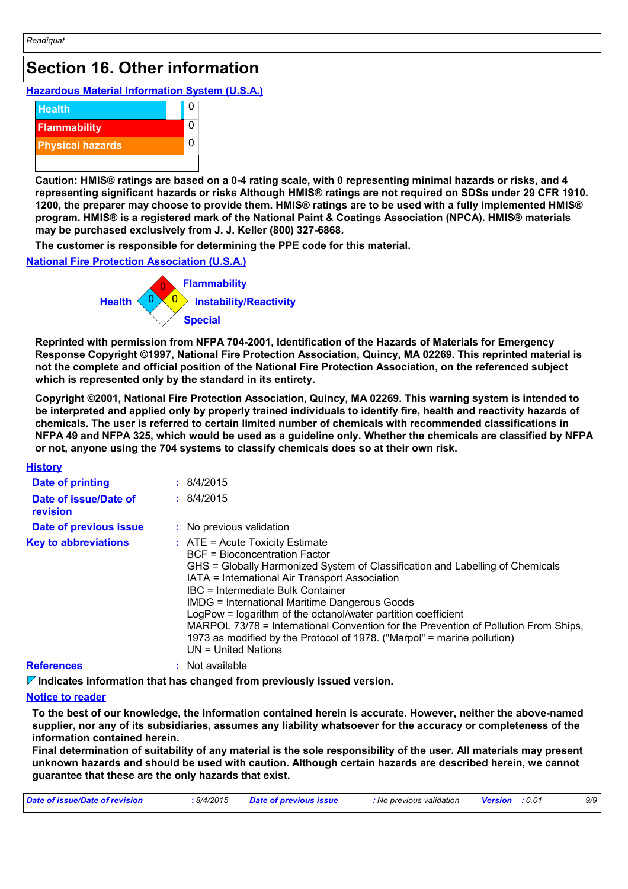# Section 16. Other information

**Hazardous Material Information System (U.S.A.)**

| | |
|---|---|
| Health | 0 |
| Flammability | 0 |
| Physical hazards | 0 |

**Caution: HMIS® ratings are based on a 0-4 rating scale, with 0 representing minimal hazards or risks, and 4 representing significant hazards or risks Although HMIS® ratings are not required on SDSs under 29 CFR 1910. 1200, the preparer may choose to provide them. HMIS® ratings are to be used with a fully implemented HMIS® program. HMIS® is a registered mark of the National Paint & Coatings Association (NPCA). HMIS® materials may be purchased exclusively from J. J. Keller (800) 327-6868.**

**The customer is responsible for determining the PPE code for this material.**

**National Fire Protection Association (U.S.A.)**

Flammability: 0
Health: 0
Instability/Reactivity: 0
Special

**Reprinted with permission from NFPA 704-2001, Identification of the Hazards of Materials for Emergency Response Copyright ©1997, National Fire Protection Association, Quincy, MA 02269. This reprinted material is not the complete and official position of the National Fire Protection Association, on the referenced subject which is represented only by the standard in its entirety.**

**Copyright ©2001, National Fire Protection Association, Quincy, MA 02269. This warning system is intended to be interpreted and applied only by properly trained individuals to identify fire, health and reactivity hazards of chemicals. The user is referred to certain limited number of chemicals with recommended classifications in NFPA 49 and NFPA 325, which would be used as a guideline only. Whether the chemicals are classified by NFPA or not, anyone using the 704 systems to classify chemicals does so at their own risk.**

**History**

**Date of printing** : 8/4/2015

**Date of issue/Date of revision** : 8/4/2015

**Date of previous issue** : No previous validation

**Key to abbreviations** :
ATE = Acute Toxicity Estimate
BCF = Bioconcentration Factor
GHS = Globally Harmonized System of Classification and Labelling of Chemicals
IATA = International Air Transport Association
IBC = Intermediate Bulk Container
IMDG = International Maritime Dangerous Goods
LogPow = logarithm of the octanol/water partition coefficient
MARPOL 73/78 = International Convention for the Prevention of Pollution From Ships, 1973 as modified by the Protocol of 1978. ("Marpol" = marine pollution)
UN = United Nations

**References** : Not available

**Indicates information that has changed from previously issued version.**

**Notice to reader**

**To the best of our knowledge, the information contained herein is accurate. However, neither the above-named supplier, nor any of its subsidiaries, assumes any liability whatsoever for the accuracy or completeness of the information contained herein.**
**Final determination of suitability of any material is the sole responsibility of the user. All materials may present unknown hazards and should be used with caution. Although certain hazards are described herein, we cannot guarantee that these are the only hazards that exist.**